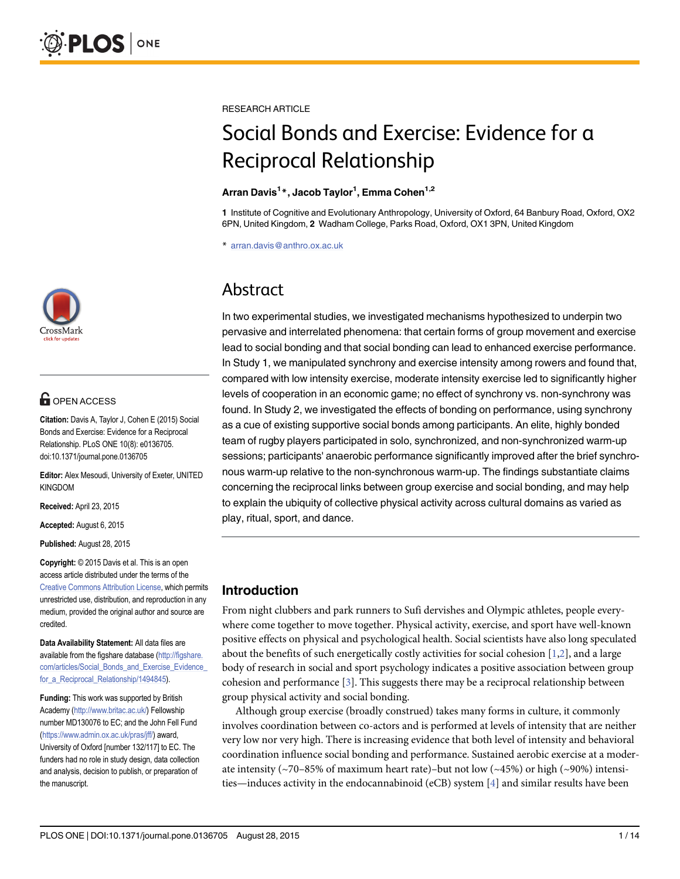RESEARCH ARTICLE

# Social Bonds and Exercise: Evidence for a Reciprocal Relationship

**Arran Davis[1]*, Jacob Taylor[1], Emma Cohen[1,2]**

1 Institute of Cognitive and Evolutionary Anthropology, University of Oxford, 64 Banbury Road, Oxford, OX2 6PN, United Kingdom, 2 Wadham College, Parks Road, Oxford, OX1 3PN, United Kingdom

* arran.davis@anthro.ox.ac.uk

OPEN ACCESS

**Citation:** Davis A, Taylor J, Cohen E (2015) Social Bonds and Exercise: Evidence for a Reciprocal Relationship. PLoS ONE 10(8): e0136705. doi:10.1371/journal.pone.0136705

**Editor:** Alex Mesoudi, University of Exeter, UNITED KINGDOM

**Received:** April 23, 2015

**Accepted:** August 6, 2015

**Published:** August 28, 2015

**Copyright:** © 2015 Davis et al. This is an open access article distributed under the terms of the Creative Commons Attribution License, which permits unrestricted use, distribution, and reproduction in any medium, provided the original author and source are credited.

**Data Availability Statement:** All data files are available from the figshare database (http://figshare.com/articles/Social_Bonds_and_Exercise_Evidence_for_a_Reciprocal_Relationship/1494845).

**Funding:** This work was supported by British Academy (http://www.britac.ac.uk/) Fellowship number MD130076 to EC; and the John Fell Fund (https://www.admin.ox.ac.uk/pras/jff/) award, University of Oxford [number 132/117] to EC. The funders had no role in study design, data collection and analysis, decision to publish, or preparation of the manuscript.

## Abstract

In two experimental studies, we investigated mechanisms hypothesized to underpin two pervasive and interrelated phenomena: that certain forms of group movement and exercise lead to social bonding and that social bonding can lead to enhanced exercise performance. In Study 1, we manipulated synchrony and exercise intensity among rowers and found that, compared with low intensity exercise, moderate intensity exercise led to significantly higher levels of cooperation in an economic game; no effect of synchrony vs. non-synchrony was found. In Study 2, we investigated the effects of bonding on performance, using synchrony as a cue of existing supportive social bonds among participants. An elite, highly bonded team of rugby players participated in solo, synchronized, and non-synchronized warm-up sessions; participants' anaerobic performance significantly improved after the brief synchronous warm-up relative to the non-synchronous warm-up. The findings substantiate claims concerning the reciprocal links between group exercise and social bonding, and may help to explain the ubiquity of collective physical activity across cultural domains as varied as play, ritual, sport, and dance.

## Introduction

From night clubbers and park runners to Sufi dervishes and Olympic athletes, people everywhere come together to move together. Physical activity, exercise, and sport have well-known positive effects on physical and psychological health. Social scientists have also long speculated about the benefits of such energetically costly activities for social cohesion [1,2], and a large body of research in social and sport psychology indicates a positive association between group cohesion and performance [3]. This suggests there may be a reciprocal relationship between group physical activity and social bonding.

Although group exercise (broadly construed) takes many forms in culture, it commonly involves coordination between co-actors and is performed at levels of intensity that are neither very low nor very high. There is increasing evidence that both level of intensity and behavioral coordination influence social bonding and performance. Sustained aerobic exercise at a moderate intensity (~70–85% of maximum heart rate)–but not low (~45%) or high (~90%) intensities—induces activity in the endocannabinoid (eCB) system [4] and similar results have been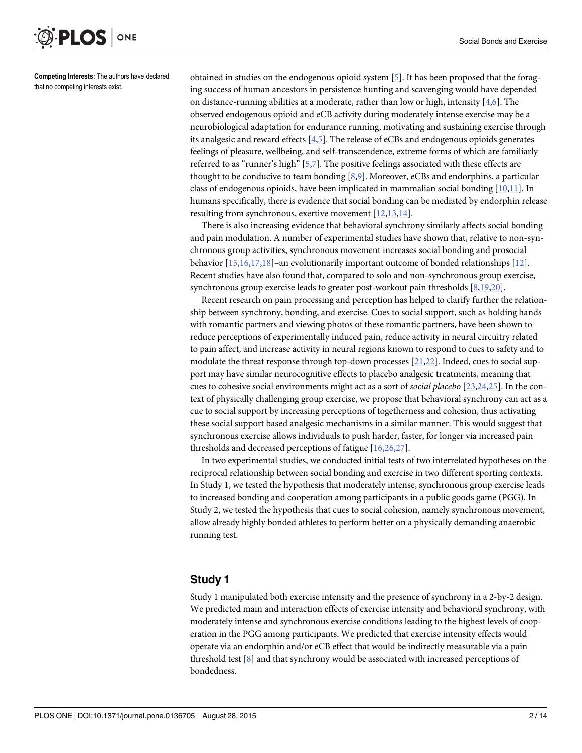Competing Interests: The authors have declared that no competing interests exist.

obtained in studies on the endogenous opioid system [5]. It has been proposed that the foraging success of human ancestors in persistence hunting and scavenging would have depended on distance-running abilities at a moderate, rather than low or high, intensity [4,6]. The observed endogenous opioid and eCB activity during moderately intense exercise may be a neurobiological adaptation for endurance running, motivating and sustaining exercise through its analgesic and reward effects [4,5]. The release of eCBs and endogenous opioids generates feelings of pleasure, wellbeing, and self-transcendence, extreme forms of which are familiarly referred to as "runner's high" [5,7]. The positive feelings associated with these effects are thought to be conducive to team bonding [8,9]. Moreover, eCBs and endorphins, a particular class of endogenous opioids, have been implicated in mammalian social bonding [10,11]. In humans specifically, there is evidence that social bonding can be mediated by endorphin release resulting from synchronous, exertive movement [12,13,14].

There is also increasing evidence that behavioral synchrony similarly affects social bonding and pain modulation. A number of experimental studies have shown that, relative to non-synchronous group activities, synchronous movement increases social bonding and prosocial behavior [15,16,17,18]–an evolutionarily important outcome of bonded relationships [12]. Recent studies have also found that, compared to solo and non-synchronous group exercise, synchronous group exercise leads to greater post-workout pain thresholds [8,19,20].

Recent research on pain processing and perception has helped to clarify further the relationship between synchrony, bonding, and exercise. Cues to social support, such as holding hands with romantic partners and viewing photos of these romantic partners, have been shown to reduce perceptions of experimentally induced pain, reduce activity in neural circuitry related to pain affect, and increase activity in neural regions known to respond to cues to safety and to modulate the threat response through top-down processes [21,22]. Indeed, cues to social support may have similar neurocognitive effects to placebo analgesic treatments, meaning that cues to cohesive social environments might act as a sort of *social placebo* [23,24,25]. In the context of physically challenging group exercise, we propose that behavioral synchrony can act as a cue to social support by increasing perceptions of togetherness and cohesion, thus activating these social support based analgesic mechanisms in a similar manner. This would suggest that synchronous exercise allows individuals to push harder, faster, for longer via increased pain thresholds and decreased perceptions of fatigue [16,26,27].

In two experimental studies, we conducted initial tests of two interrelated hypotheses on the reciprocal relationship between social bonding and exercise in two different sporting contexts. In Study 1, we tested the hypothesis that moderately intense, synchronous group exercise leads to increased bonding and cooperation among participants in a public goods game (PGG). In Study 2, we tested the hypothesis that cues to social cohesion, namely synchronous movement, allow already highly bonded athletes to perform better on a physically demanding anaerobic running test.

## Study 1

Study 1 manipulated both exercise intensity and the presence of synchrony in a 2-by-2 design. We predicted main and interaction effects of exercise intensity and behavioral synchrony, with moderately intense and synchronous exercise conditions leading to the highest levels of cooperation in the PGG among participants. We predicted that exercise intensity effects would operate via an endorphin and/or eCB effect that would be indirectly measurable via a pain threshold test [8] and that synchrony would be associated with increased perceptions of bondedness.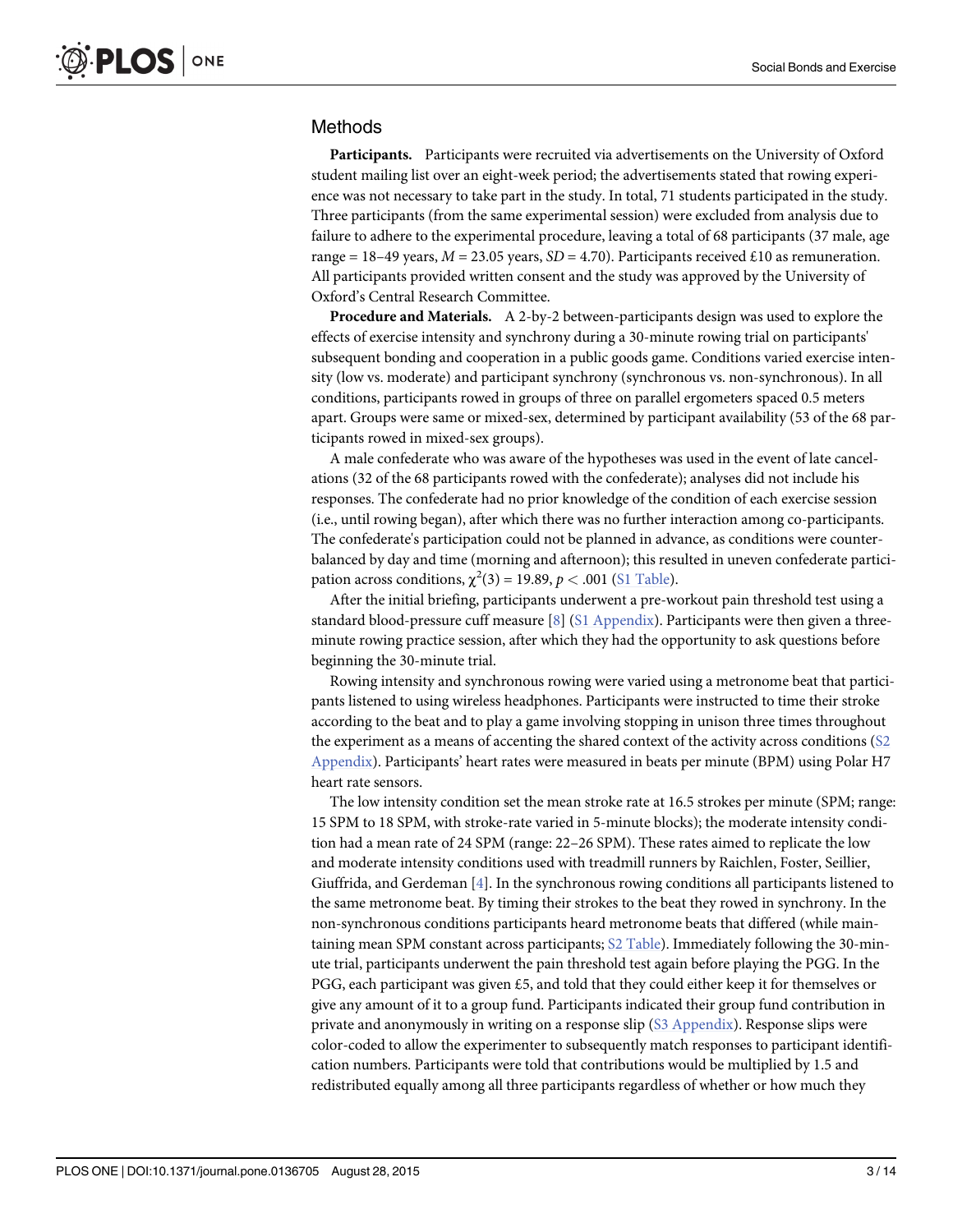## Methods

**Participants.** Participants were recruited via advertisements on the University of Oxford student mailing list over an eight-week period; the advertisements stated that rowing experience was not necessary to take part in the study. In total, 71 students participated in the study. Three participants (from the same experimental session) were excluded from analysis due to failure to adhere to the experimental procedure, leaving a total of 68 participants (37 male, age range = 18–49 years, $M$ = 23.05 years, $SD$ = 4.70). Participants received £10 as remuneration. All participants provided written consent and the study was approved by the University of Oxford's Central Research Committee.

**Procedure and Materials.** A 2-by-2 between-participants design was used to explore the effects of exercise intensity and synchrony during a 30-minute rowing trial on participants' subsequent bonding and cooperation in a public goods game. Conditions varied exercise intensity (low vs. moderate) and participant synchrony (synchronous vs. non-synchronous). In all conditions, participants rowed in groups of three on parallel ergometers spaced 0.5 meters apart. Groups were same or mixed-sex, determined by participant availability (53 of the 68 participants rowed in mixed-sex groups).

A male confederate who was aware of the hypotheses was used in the event of late cancellations (32 of the 68 participants rowed with the confederate); analyses did not include his responses. The confederate had no prior knowledge of the condition of each exercise session (i.e., until rowing began), after which there was no further interaction among co-participants. The confederate's participation could not be planned in advance, as conditions were counterbalanced by day and time (morning and afternoon); this resulted in uneven confederate participation across conditions, $\chi^2(3) = 19.89$, $p < .001$ (S1 Table).

After the initial briefing, participants underwent a pre-workout pain threshold test using a standard blood-pressure cuff measure [8] (S1 Appendix). Participants were then given a three-minute rowing practice session, after which they had the opportunity to ask questions before beginning the 30-minute trial.

Rowing intensity and synchronous rowing were varied using a metronome beat that participants listened to using wireless headphones. Participants were instructed to time their stroke according to the beat and to play a game involving stopping in unison three times throughout the experiment as a means of accenting the shared context of the activity across conditions (S2 Appendix). Participants' heart rates were measured in beats per minute (BPM) using Polar H7 heart rate sensors.

The low intensity condition set the mean stroke rate at 16.5 strokes per minute (SPM; range: 15 SPM to 18 SPM, with stroke-rate varied in 5-minute blocks); the moderate intensity condition had a mean rate of 24 SPM (range: 22–26 SPM). These rates aimed to replicate the low and moderate intensity conditions used with treadmill runners by Raichlen, Foster, Seillier, Giuffrida, and Gerdeman [4]. In the synchronous rowing conditions all participants listened to the same metronome beat. By timing their strokes to the beat they rowed in synchrony. In the non-synchronous conditions participants heard metronome beats that differed (while maintaining mean SPM constant across participants; S2 Table). Immediately following the 30-minute trial, participants underwent the pain threshold test again before playing the PGG. In the PGG, each participant was given £5, and told that they could either keep it for themselves or give any amount of it to a group fund. Participants indicated their group fund contribution in private and anonymously in writing on a response slip (S3 Appendix). Response slips were color-coded to allow the experimenter to subsequently match responses to participant identification numbers. Participants were told that contributions would be multiplied by 1.5 and redistributed equally among all three participants regardless of whether or how much they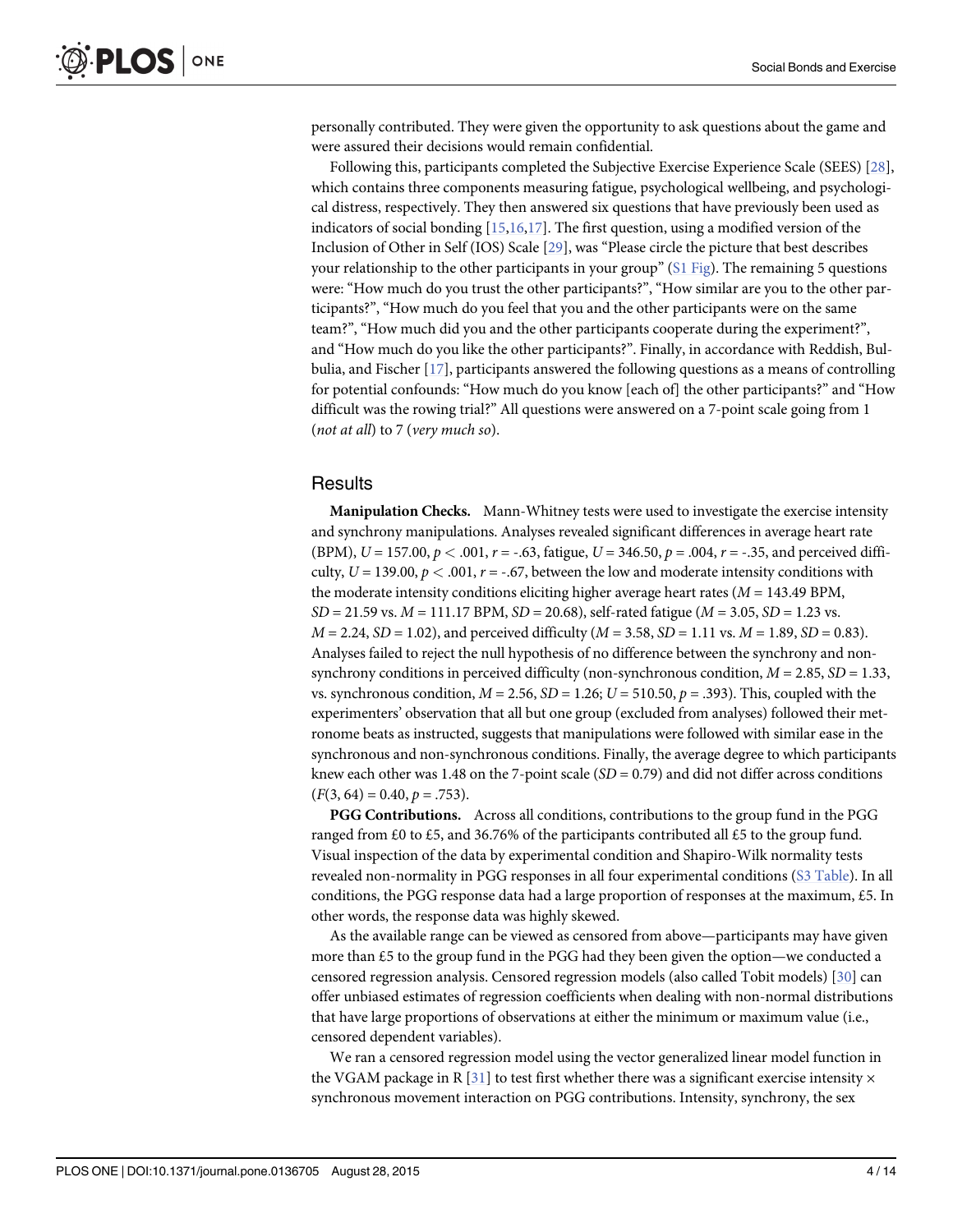personally contributed. They were given the opportunity to ask questions about the game and were assured their decisions would remain confidential.

Following this, participants completed the Subjective Exercise Experience Scale (SEES) [28], which contains three components measuring fatigue, psychological wellbeing, and psychological distress, respectively. They then answered six questions that have previously been used as indicators of social bonding [15,16,17]. The first question, using a modified version of the Inclusion of Other in Self (IOS) Scale [29], was "Please circle the picture that best describes your relationship to the other participants in your group" (S1 Fig). The remaining 5 questions were: "How much do you trust the other participants?", "How similar are you to the other participants?", "How much do you feel that you and the other participants were on the same team?", "How much did you and the other participants cooperate during the experiment?", and "How much do you like the other participants?". Finally, in accordance with Reddish, Bulbulia, and Fischer [17], participants answered the following questions as a means of controlling for potential confounds: "How much do you know [each of] the other participants?" and "How difficult was the rowing trial?" All questions were answered on a 7-point scale going from 1 (*not at all*) to 7 (*very much so*).

## Results

**Manipulation Checks.** Mann-Whitney tests were used to investigate the exercise intensity and synchrony manipulations. Analyses revealed significant differences in average heart rate (BPM), $U = 157.00$, $p < .001$, $r = -.63$, fatigue, $U = 346.50$, $p = .004$, $r = -.35$, and perceived difficulty, $U = 139.00$, $p < .001$, $r = -.67$, between the low and moderate intensity conditions with the moderate intensity conditions eliciting higher average heart rates ($M = 143.49$ BPM, $SD = 21.59$ vs. $M = 111.17$ BPM, $SD = 20.68$), self-rated fatigue ($M = 3.05$, $SD = 1.23$ vs. $M = 2.24$, $SD = 1.02$), and perceived difficulty ($M = 3.58$, $SD = 1.11$ vs. $M = 1.89$, $SD = 0.83$). Analyses failed to reject the null hypothesis of no difference between the synchrony and non-synchrony conditions in perceived difficulty (non-synchronous condition, $M = 2.85$, $SD = 1.33$, vs. synchronous condition, $M = 2.56$, $SD = 1.26$; $U = 510.50$, $p = .393$). This, coupled with the experimenters' observation that all but one group (excluded from analyses) followed their metronome beats as instructed, suggests that manipulations were followed with similar ease in the synchronous and non-synchronous conditions. Finally, the average degree to which participants knew each other was 1.48 on the 7-point scale ($SD = 0.79$) and did not differ across conditions ($F(3, 64) = 0.40$, $p = .753$).

**PGG Contributions.** Across all conditions, contributions to the group fund in the PGG ranged from £0 to £5, and 36.76% of the participants contributed all £5 to the group fund. Visual inspection of the data by experimental condition and Shapiro-Wilk normality tests revealed non-normality in PGG responses in all four experimental conditions (S3 Table). In all conditions, the PGG response data had a large proportion of responses at the maximum, £5. In other words, the response data was highly skewed.

As the available range can be viewed as censored from above—participants may have given more than £5 to the group fund in the PGG had they been given the option—we conducted a censored regression analysis. Censored regression models (also called Tobit models) [30] can offer unbiased estimates of regression coefficients when dealing with non-normal distributions that have large proportions of observations at either the minimum or maximum value (i.e., censored dependent variables).

We ran a censored regression model using the vector generalized linear model function in the VGAM package in R [31] to test first whether there was a significant exercise intensity × synchronous movement interaction on PGG contributions. Intensity, synchrony, the sex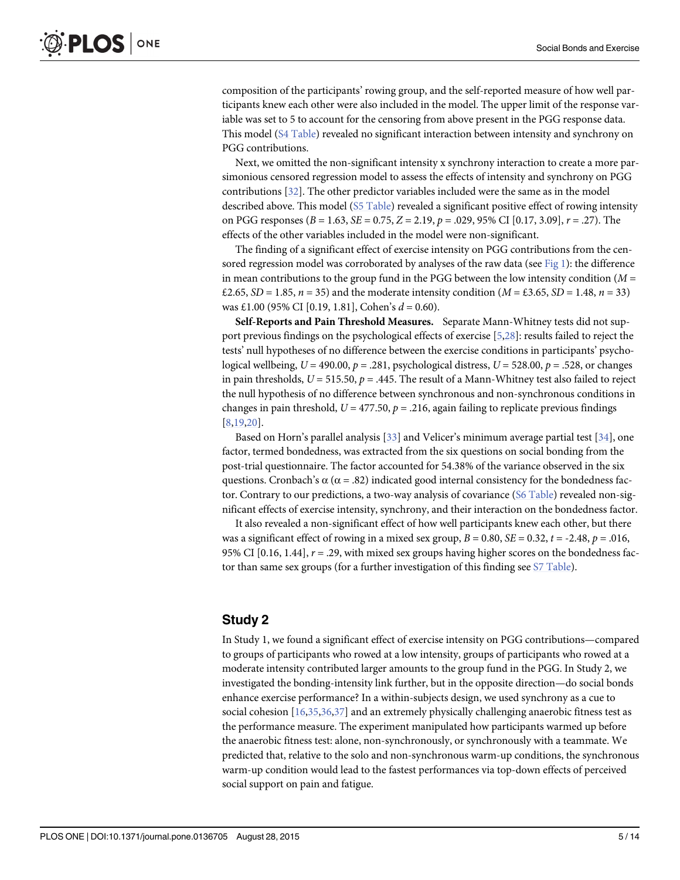composition of the participants' rowing group, and the self-reported measure of how well participants knew each other were also included in the model. The upper limit of the response variable was set to 5 to account for the censoring from above present in the PGG response data. This model (S4 Table) revealed no significant interaction between intensity and synchrony on PGG contributions.

Next, we omitted the non-significant intensity x synchrony interaction to create a more parsimonious censored regression model to assess the effects of intensity and synchrony on PGG contributions [32]. The other predictor variables included were the same as in the model described above. This model (S5 Table) revealed a significant positive effect of rowing intensity on PGG responses ($B = 1.63$, $SE = 0.75$, $Z = 2.19$, $p = .029$, 95% CI [0.17, 3.09], $r = .27$). The effects of the other variables included in the model were non-significant.

The finding of a significant effect of exercise intensity on PGG contributions from the censored regression model was corroborated by analyses of the raw data (see Fig 1): the difference in mean contributions to the group fund in the PGG between the low intensity condition ($M =$ £2.65, $SD = 1.85$, $n = 35$) and the moderate intensity condition ($M =$ £3.65, $SD = 1.48$, $n = 33$) was £1.00 (95% CI [0.19, 1.81], Cohen's $d = 0.60$).

**Self-Reports and Pain Threshold Measures.** Separate Mann-Whitney tests did not support previous findings on the psychological effects of exercise [5,28]: results failed to reject the tests' null hypotheses of no difference between the exercise conditions in participants' psychological wellbeing, $U = 490.00$, $p = .281$, psychological distress, $U = 528.00$, $p = .528$, or changes in pain thresholds, $U = 515.50$, $p = .445$. The result of a Mann-Whitney test also failed to reject the null hypothesis of no difference between synchronous and non-synchronous conditions in changes in pain threshold, $U = 477.50$, $p = .216$, again failing to replicate previous findings [8,19,20].

Based on Horn's parallel analysis [33] and Velicer's minimum average partial test [34], one factor, termed bondedness, was extracted from the six questions on social bonding from the post-trial questionnaire. The factor accounted for 54.38% of the variance observed in the six questions. Cronbach's α ($\alpha = .82$) indicated good internal consistency for the bondedness factor. Contrary to our predictions, a two-way analysis of covariance (S6 Table) revealed non-significant effects of exercise intensity, synchrony, and their interaction on the bondedness factor.

It also revealed a non-significant effect of how well participants knew each other, but there was a significant effect of rowing in a mixed sex group, $B = 0.80$, $SE = 0.32$, $t = -2.48$, $p = .016$, 95% CI [0.16, 1.44], $r = .29$, with mixed sex groups having higher scores on the bondedness factor than same sex groups (for a further investigation of this finding see S7 Table).

## Study 2

In Study 1, we found a significant effect of exercise intensity on PGG contributions—compared to groups of participants who rowed at a low intensity, groups of participants who rowed at a moderate intensity contributed larger amounts to the group fund in the PGG. In Study 2, we investigated the bonding-intensity link further, but in the opposite direction—do social bonds enhance exercise performance? In a within-subjects design, we used synchrony as a cue to social cohesion [16,35,36,37] and an extremely physically challenging anaerobic fitness test as the performance measure. The experiment manipulated how participants warmed up before the anaerobic fitness test: alone, non-synchronously, or synchronously with a teammate. We predicted that, relative to the solo and non-synchronous warm-up conditions, the synchronous warm-up condition would lead to the fastest performances via top-down effects of perceived social support on pain and fatigue.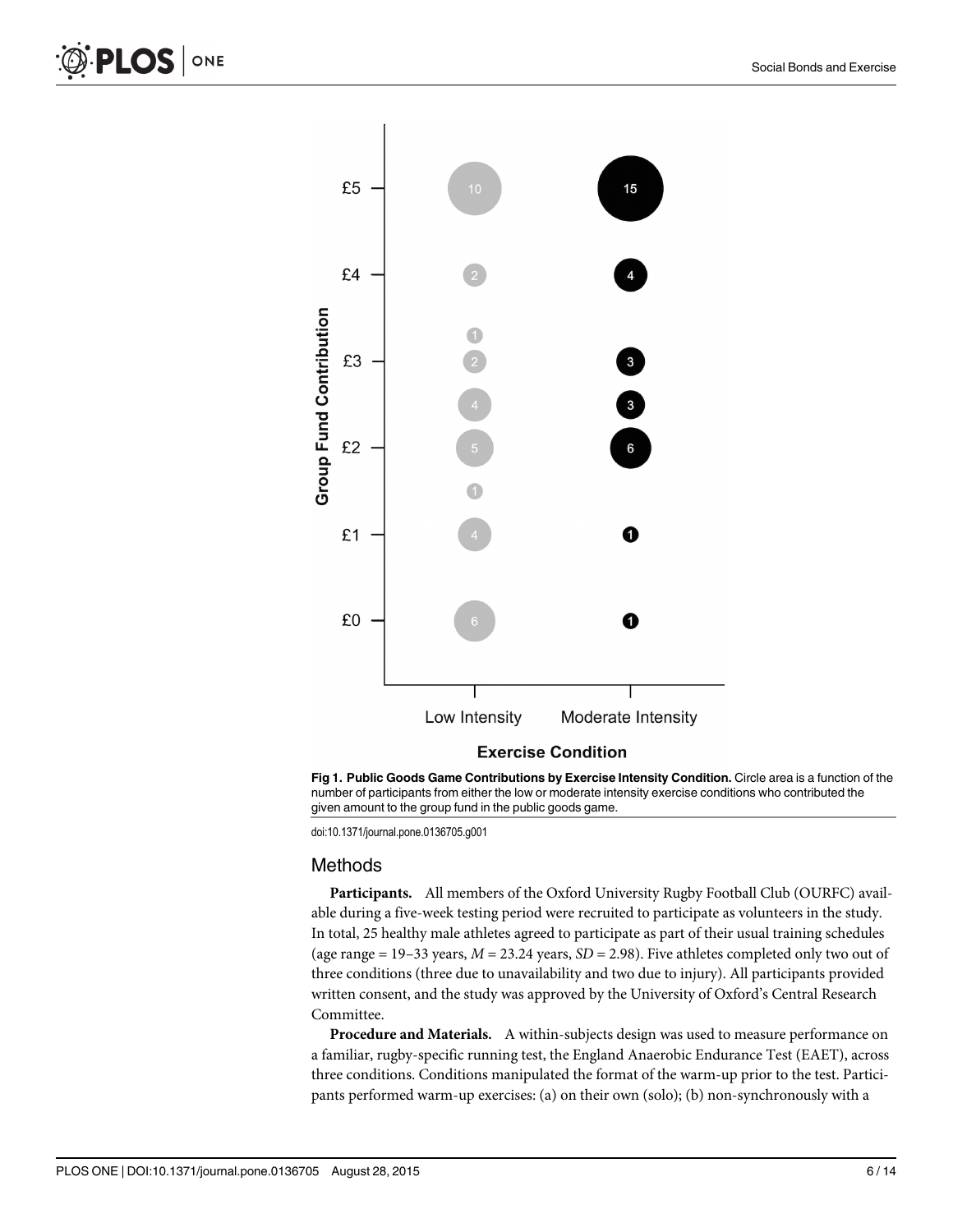Fig 1. Public Goods Game Contributions by Exercise Intensity Condition. Circle area is a function of the number of participants from either the low or moderate intensity exercise conditions who contributed the given amount to the group fund in the public goods game.

doi:10.1371/journal.pone.0136705.g001

## Methods

**Participants.** All members of the Oxford University Rugby Football Club (OURFC) available during a five-week testing period were recruited to participate as volunteers in the study. In total, 25 healthy male athletes agreed to participate as part of their usual training schedules (age range = 19–33 years, $M$ = 23.24 years, $SD$ = 2.98). Five athletes completed only two out of three conditions (three due to unavailability and two due to injury). All participants provided written consent, and the study was approved by the University of Oxford's Central Research Committee.

**Procedure and Materials.** A within-subjects design was used to measure performance on a familiar, rugby-specific running test, the England Anaerobic Endurance Test (EAET), across three conditions. Conditions manipulated the format of the warm-up prior to the test. Participants performed warm-up exercises: (a) on their own (solo); (b) non-synchronously with a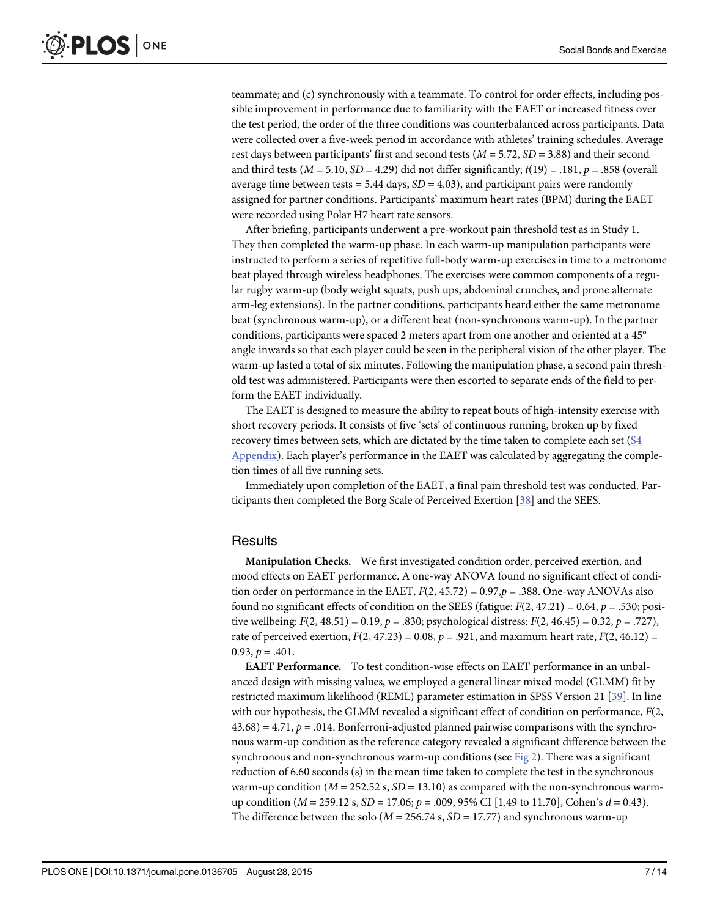teammate; and (c) synchronously with a teammate. To control for order effects, including possible improvement in performance due to familiarity with the EAET or increased fitness over the test period, the order of the three conditions was counterbalanced across participants. Data were collected over a five-week period in accordance with athletes' training schedules. Average rest days between participants' first and second tests ($M$ = 5.72, $SD$ = 3.88) and their second and third tests ($M$ = 5.10, $SD$ = 4.29) did not differ significantly; $t(19) = .181$, $p = .858$ (overall average time between tests = 5.44 days, $SD$ = 4.03), and participant pairs were randomly assigned for partner conditions. Participants' maximum heart rates (BPM) during the EAET were recorded using Polar H7 heart rate sensors.

After briefing, participants underwent a pre-workout pain threshold test as in Study 1. They then completed the warm-up phase. In each warm-up manipulation participants were instructed to perform a series of repetitive full-body warm-up exercises in time to a metronome beat played through wireless headphones. The exercises were common components of a regular rugby warm-up (body weight squats, push ups, abdominal crunches, and prone alternate arm-leg extensions). In the partner conditions, participants heard either the same metronome beat (synchronous warm-up), or a different beat (non-synchronous warm-up). In the partner conditions, participants were spaced 2 meters apart from one another and oriented at a 45° angle inwards so that each player could be seen in the peripheral vision of the other player. The warm-up lasted a total of six minutes. Following the manipulation phase, a second pain threshold test was administered. Participants were then escorted to separate ends of the field to perform the EAET individually.

The EAET is designed to measure the ability to repeat bouts of high-intensity exercise with short recovery periods. It consists of five 'sets' of continuous running, broken up by fixed recovery times between sets, which are dictated by the time taken to complete each set (S4 Appendix). Each player's performance in the EAET was calculated by aggregating the completion times of all five running sets.

Immediately upon completion of the EAET, a final pain threshold test was conducted. Participants then completed the Borg Scale of Perceived Exertion [38] and the SEES.

## Results

**Manipulation Checks.** We first investigated condition order, perceived exertion, and mood effects on EAET performance. A one-way ANOVA found no significant effect of condition order on performance in the EAET, $F(2, 45.72) = 0.97, p = .388$. One-way ANOVAs also found no significant effects of condition on the SEES (fatigue: $F(2, 47.21) = 0.64$, $p = .530$; positive wellbeing: $F(2, 48.51) = 0.19$, $p = .830$; psychological distress: $F(2, 46.45) = 0.32$, $p = .727$), rate of perceived exertion, $F(2, 47.23) = 0.08$, $p = .921$, and maximum heart rate, $F(2, 46.12) = 0.93$, $p = .401$.

**EAET Performance.** To test condition-wise effects on EAET performance in an unbalanced design with missing values, we employed a general linear mixed model (GLMM) fit by restricted maximum likelihood (REML) parameter estimation in SPSS Version 21 [39]. In line with our hypothesis, the GLMM revealed a significant effect of condition on performance, $F(2, 43.68) = 4.71$, $p = .014$. Bonferroni-adjusted planned pairwise comparisons with the synchronous warm-up condition as the reference category revealed a significant difference between the synchronous and non-synchronous warm-up conditions (see Fig 2). There was a significant reduction of 6.60 seconds (s) in the mean time taken to complete the test in the synchronous warm-up condition ($M$ = 252.52 s, $SD$ = 13.10) as compared with the non-synchronous warm-up condition ($M$ = 259.12 s, $SD$ = 17.06; $p = .009$, 95% CI [1.49 to 11.70], Cohen's $d$ = 0.43). The difference between the solo ($M$ = 256.74 s, $SD$ = 17.77) and synchronous warm-up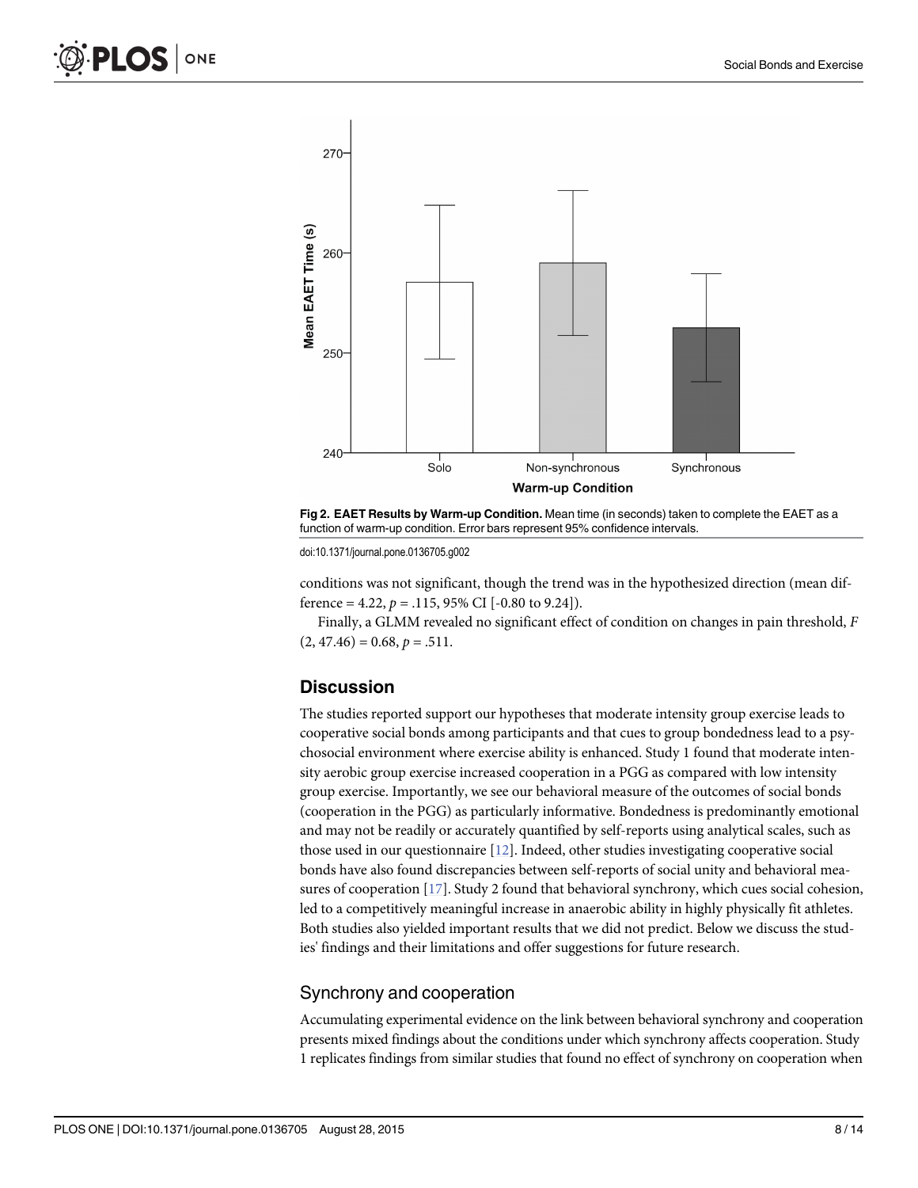Fig 2. EAET Results by Warm-up Condition. Mean time (in seconds) taken to complete the EAET as a function of warm-up condition. Error bars represent 95% confidence intervals.

doi:10.1371/journal.pone.0136705.g002

conditions was not significant, though the trend was in the hypothesized direction (mean difference = 4.22, $p$ = .115, 95% CI [-0.80 to 9.24]).

Finally, a GLMM revealed no significant effect of condition on changes in pain threshold, $F(2, 47.46) = 0.68$, $p$ = .511.

## Discussion

The studies reported support our hypotheses that moderate intensity group exercise leads to cooperative social bonds among participants and that cues to group bondedness lead to a psychosocial environment where exercise ability is enhanced. Study 1 found that moderate intensity aerobic group exercise increased cooperation in a PGG as compared with low intensity group exercise. Importantly, we see our behavioral measure of the outcomes of social bonds (cooperation in the PGG) as particularly informative. Bondedness is predominantly emotional and may not be readily or accurately quantified by self-reports using analytical scales, such as those used in our questionnaire [12]. Indeed, other studies investigating cooperative social bonds have also found discrepancies between self-reports of social unity and behavioral measures of cooperation [17]. Study 2 found that behavioral synchrony, which cues social cohesion, led to a competitively meaningful increase in anaerobic ability in highly physically fit athletes. Both studies also yielded important results that we did not predict. Below we discuss the studies' findings and their limitations and offer suggestions for future research.

### Synchrony and cooperation

Accumulating experimental evidence on the link between behavioral synchrony and cooperation presents mixed findings about the conditions under which synchrony affects cooperation. Study 1 replicates findings from similar studies that found no effect of synchrony on cooperation when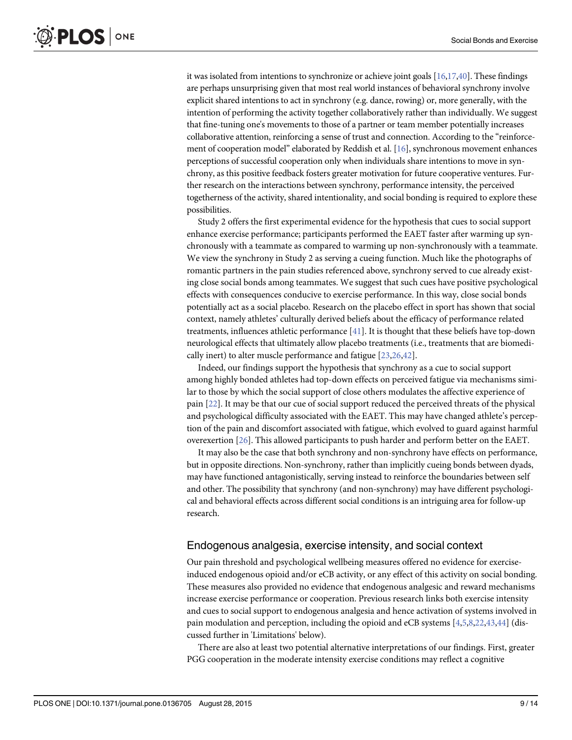it was isolated from intentions to synchronize or achieve joint goals [16,17,40]. These findings are perhaps unsurprising given that most real world instances of behavioral synchrony involve explicit shared intentions to act in synchrony (e.g. dance, rowing) or, more generally, with the intention of performing the activity together collaboratively rather than individually. We suggest that fine-tuning one's movements to those of a partner or team member potentially increases collaborative attention, reinforcing a sense of trust and connection. According to the "reinforcement of cooperation model" elaborated by Reddish et al. [16], synchronous movement enhances perceptions of successful cooperation only when individuals share intentions to move in synchrony, as this positive feedback fosters greater motivation for future cooperative ventures. Further research on the interactions between synchrony, performance intensity, the perceived togetherness of the activity, shared intentionality, and social bonding is required to explore these possibilities.

Study 2 offers the first experimental evidence for the hypothesis that cues to social support enhance exercise performance; participants performed the EAET faster after warming up synchronously with a teammate as compared to warming up non-synchronously with a teammate. We view the synchrony in Study 2 as serving a cueing function. Much like the photographs of romantic partners in the pain studies referenced above, synchrony served to cue already existing close social bonds among teammates. We suggest that such cues have positive psychological effects with consequences conducive to exercise performance. In this way, close social bonds potentially act as a social placebo. Research on the placebo effect in sport has shown that social context, namely athletes' culturally derived beliefs about the efficacy of performance related treatments, influences athletic performance [41]. It is thought that these beliefs have top-down neurological effects that ultimately allow placebo treatments (i.e., treatments that are biomedically inert) to alter muscle performance and fatigue [23,26,42].

Indeed, our findings support the hypothesis that synchrony as a cue to social support among highly bonded athletes had top-down effects on perceived fatigue via mechanisms similar to those by which the social support of close others modulates the affective experience of pain [22]. It may be that our cue of social support reduced the perceived threats of the physical and psychological difficulty associated with the EAET. This may have changed athlete's perception of the pain and discomfort associated with fatigue, which evolved to guard against harmful overexertion [26]. This allowed participants to push harder and perform better on the EAET.

It may also be the case that both synchrony and non-synchrony have effects on performance, but in opposite directions. Non-synchrony, rather than implicitly cueing bonds between dyads, may have functioned antagonistically, serving instead to reinforce the boundaries between self and other. The possibility that synchrony (and non-synchrony) may have different psychological and behavioral effects across different social conditions is an intriguing area for follow-up research.

## Endogenous analgesia, exercise intensity, and social context

Our pain threshold and psychological wellbeing measures offered no evidence for exercise-induced endogenous opioid and/or eCB activity, or any effect of this activity on social bonding. These measures also provided no evidence that endogenous analgesic and reward mechanisms increase exercise performance or cooperation. Previous research links both exercise intensity and cues to social support to endogenous analgesia and hence activation of systems involved in pain modulation and perception, including the opioid and eCB systems [4,5,8,22,43,44] (discussed further in 'Limitations' below).

There are also at least two potential alternative interpretations of our findings. First, greater PGG cooperation in the moderate intensity exercise conditions may reflect a cognitive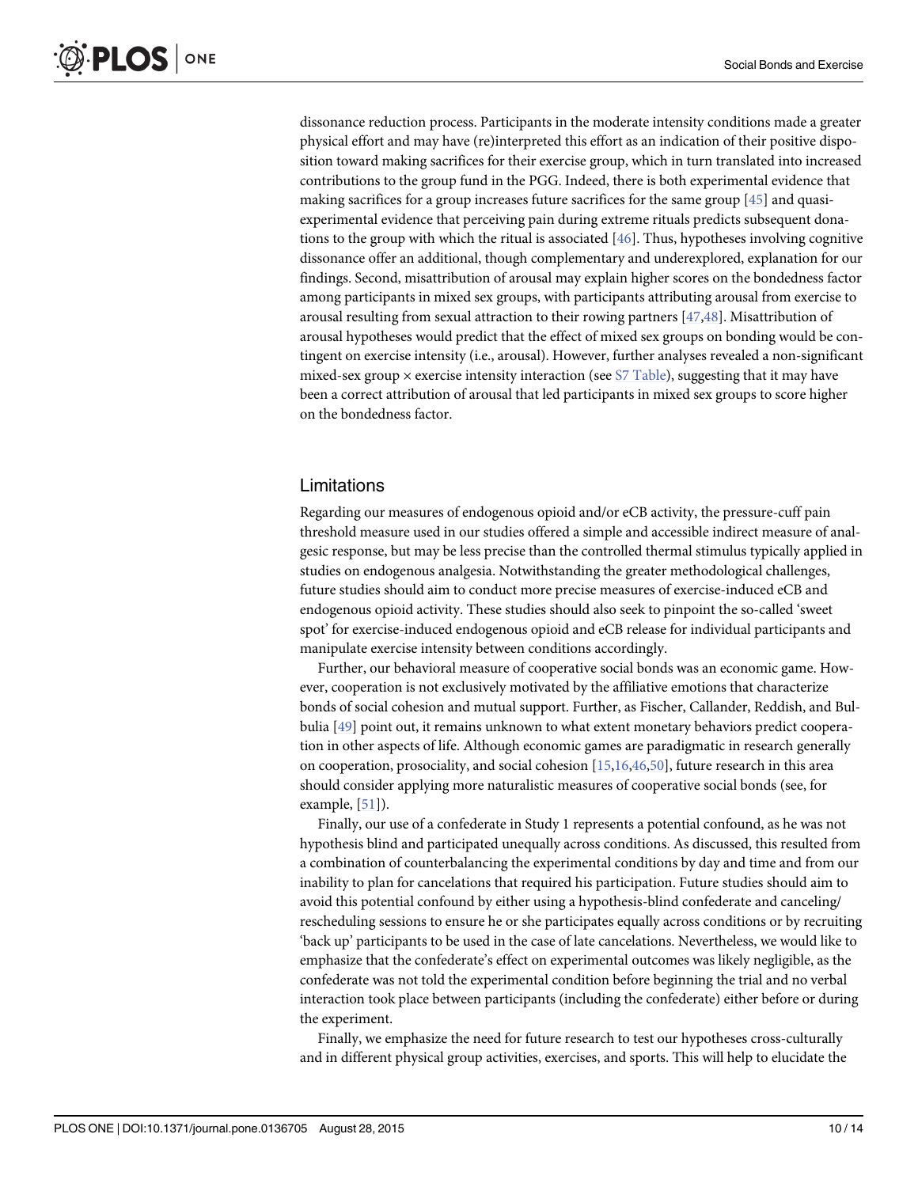dissonance reduction process. Participants in the moderate intensity conditions made a greater physical effort and may have (re)interpreted this effort as an indication of their positive disposition toward making sacrifices for their exercise group, which in turn translated into increased contributions to the group fund in the PGG. Indeed, there is both experimental evidence that making sacrifices for a group increases future sacrifices for the same group [45] and quasi-experimental evidence that perceiving pain during extreme rituals predicts subsequent donations to the group with which the ritual is associated [46]. Thus, hypotheses involving cognitive dissonance offer an additional, though complementary and underexplored, explanation for our findings. Second, misattribution of arousal may explain higher scores on the bondedness factor among participants in mixed sex groups, with participants attributing arousal from exercise to arousal resulting from sexual attraction to their rowing partners [47,48]. Misattribution of arousal hypotheses would predict that the effect of mixed sex groups on bonding would be contingent on exercise intensity (i.e., arousal). However, further analyses revealed a non-significant mixed-sex group × exercise intensity interaction (see S7 Table), suggesting that it may have been a correct attribution of arousal that led participants in mixed sex groups to score higher on the bondedness factor.

## Limitations

Regarding our measures of endogenous opioid and/or eCB activity, the pressure-cuff pain threshold measure used in our studies offered a simple and accessible indirect measure of analgesic response, but may be less precise than the controlled thermal stimulus typically applied in studies on endogenous analgesia. Notwithstanding the greater methodological challenges, future studies should aim to conduct more precise measures of exercise-induced eCB and endogenous opioid activity. These studies should also seek to pinpoint the so-called 'sweet spot' for exercise-induced endogenous opioid and eCB release for individual participants and manipulate exercise intensity between conditions accordingly.

Further, our behavioral measure of cooperative social bonds was an economic game. However, cooperation is not exclusively motivated by the affiliative emotions that characterize bonds of social cohesion and mutual support. Further, as Fischer, Callander, Reddish, and Bulbulia [49] point out, it remains unknown to what extent monetary behaviors predict cooperation in other aspects of life. Although economic games are paradigmatic in research generally on cooperation, prosociality, and social cohesion [15,16,46,50], future research in this area should consider applying more naturalistic measures of cooperative social bonds (see, for example, [51]).

Finally, our use of a confederate in Study 1 represents a potential confound, as he was not hypothesis blind and participated unequally across conditions. As discussed, this resulted from a combination of counterbalancing the experimental conditions by day and time and from our inability to plan for cancelations that required his participation. Future studies should aim to avoid this potential confound by either using a hypothesis-blind confederate and canceling/rescheduling sessions to ensure he or she participates equally across conditions or by recruiting 'back up' participants to be used in the case of late cancelations. Nevertheless, we would like to emphasize that the confederate's effect on experimental outcomes was likely negligible, as the confederate was not told the experimental condition before beginning the trial and no verbal interaction took place between participants (including the confederate) either before or during the experiment.

Finally, we emphasize the need for future research to test our hypotheses cross-culturally and in different physical group activities, exercises, and sports. This will help to elucidate the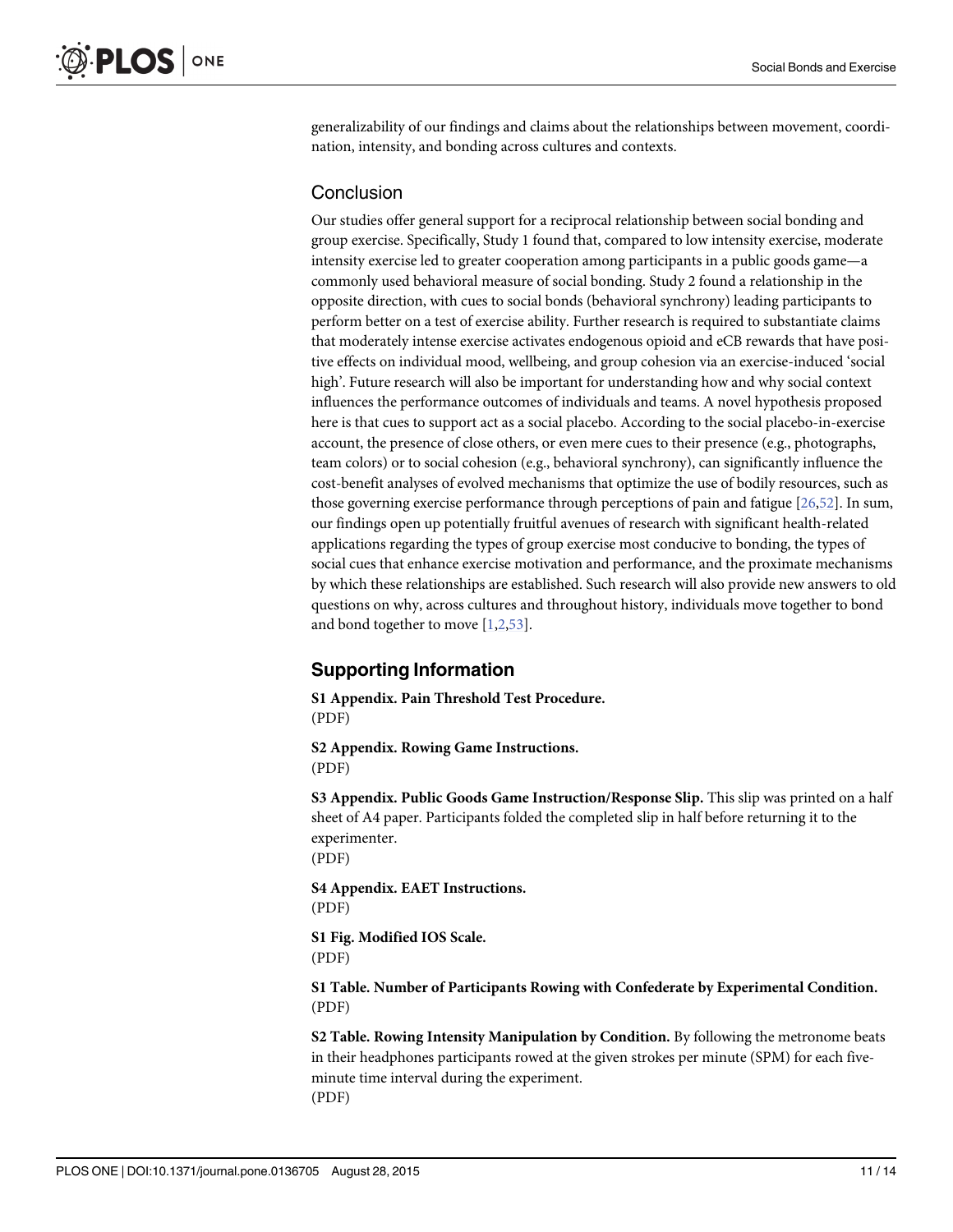generalizability of our findings and claims about the relationships between movement, coordination, intensity, and bonding across cultures and contexts.

## Conclusion

Our studies offer general support for a reciprocal relationship between social bonding and group exercise. Specifically, Study 1 found that, compared to low intensity exercise, moderate intensity exercise led to greater cooperation among participants in a public goods game—a commonly used behavioral measure of social bonding. Study 2 found a relationship in the opposite direction, with cues to social bonds (behavioral synchrony) leading participants to perform better on a test of exercise ability. Further research is required to substantiate claims that moderately intense exercise activates endogenous opioid and eCB rewards that have positive effects on individual mood, wellbeing, and group cohesion via an exercise-induced 'social high'. Future research will also be important for understanding how and why social context influences the performance outcomes of individuals and teams. A novel hypothesis proposed here is that cues to support act as a social placebo. According to the social placebo-in-exercise account, the presence of close others, or even mere cues to their presence (e.g., photographs, team colors) or to social cohesion (e.g., behavioral synchrony), can significantly influence the cost-benefit analyses of evolved mechanisms that optimize the use of bodily resources, such as those governing exercise performance through perceptions of pain and fatigue [26,52]. In sum, our findings open up potentially fruitful avenues of research with significant health-related applications regarding the types of group exercise most conducive to bonding, the types of social cues that enhance exercise motivation and performance, and the proximate mechanisms by which these relationships are established. Such research will also provide new answers to old questions on why, across cultures and throughout history, individuals move together to bond and bond together to move [1,2,53].

## Supporting Information

**S1 Appendix. Pain Threshold Test Procedure.**
(PDF)

**S2 Appendix. Rowing Game Instructions.**
(PDF)

**S3 Appendix. Public Goods Game Instruction/Response Slip.** This slip was printed on a half sheet of A4 paper. Participants folded the completed slip in half before returning it to the experimenter.
(PDF)

**S4 Appendix. EAET Instructions.**
(PDF)

**S1 Fig. Modified IOS Scale.**
(PDF)

**S1 Table. Number of Participants Rowing with Confederate by Experimental Condition.**
(PDF)

**S2 Table. Rowing Intensity Manipulation by Condition.** By following the metronome beats in their headphones participants rowed at the given strokes per minute (SPM) for each five-minute time interval during the experiment.
(PDF)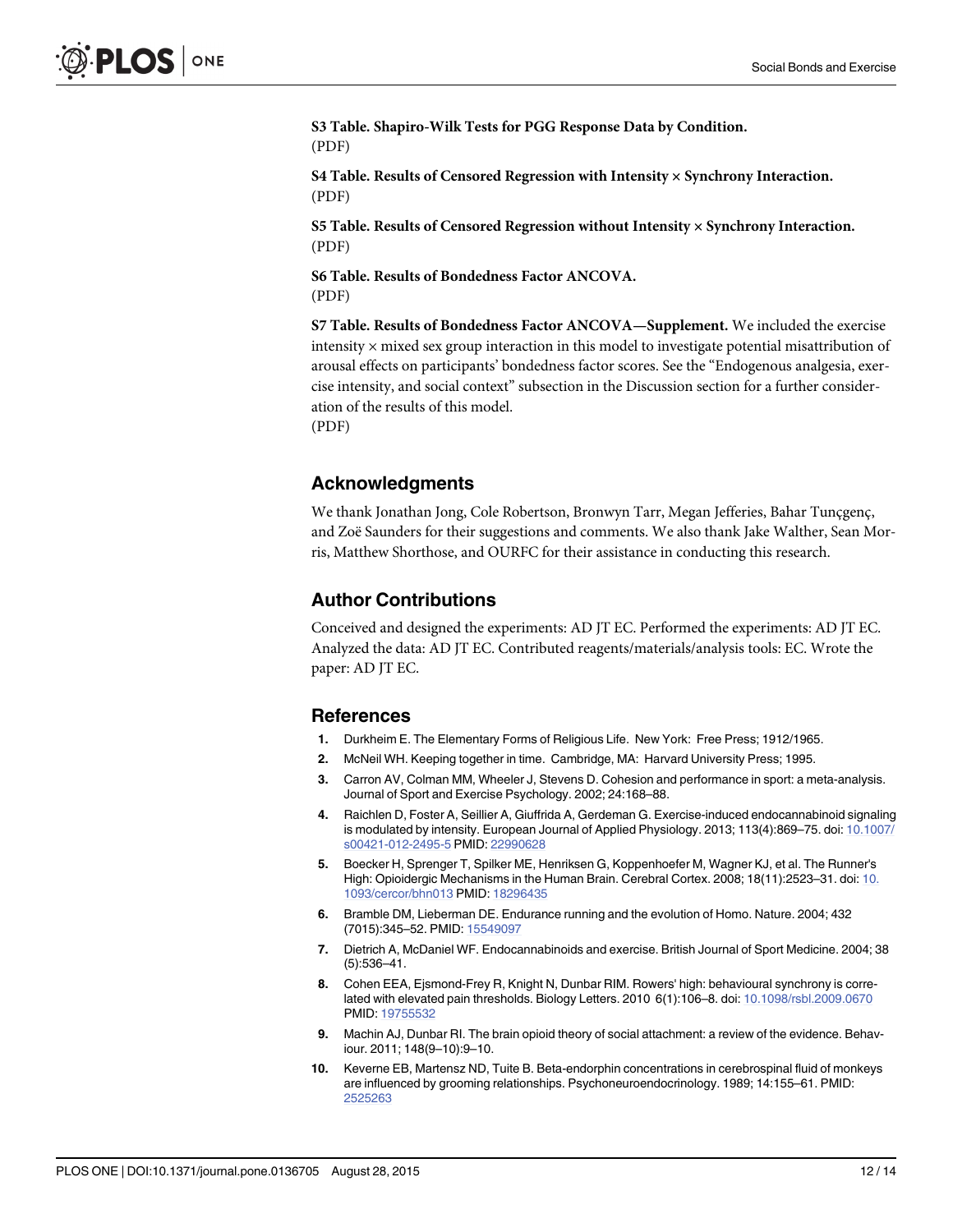**S3 Table. Shapiro-Wilk Tests for PGG Response Data by Condition.**
(PDF)

**S4 Table. Results of Censored Regression with Intensity × Synchrony Interaction.**
(PDF)

**S5 Table. Results of Censored Regression without Intensity × Synchrony Interaction.**
(PDF)

**S6 Table. Results of Bondedness Factor ANCOVA.**
(PDF)

**S7 Table. Results of Bondedness Factor ANCOVA—Supplement.** We included the exercise intensity × mixed sex group interaction in this model to investigate potential misattribution of arousal effects on participants' bondedness factor scores. See the "Endogenous analgesia, exercise intensity, and social context" subsection in the Discussion section for a further consideration of the results of this model.
(PDF)

## Acknowledgments

We thank Jonathan Jong, Cole Robertson, Bronwyn Tarr, Megan Jefferies, Bahar Tunçgenç, and Zoë Saunders for their suggestions and comments. We also thank Jake Walther, Sean Morris, Matthew Shorthose, and OURFC for their assistance in conducting this research.

## Author Contributions

Conceived and designed the experiments: AD JT EC. Performed the experiments: AD JT EC. Analyzed the data: AD JT EC. Contributed reagents/materials/analysis tools: EC. Wrote the paper: AD JT EC.

## References

1. Durkheim E. The Elementary Forms of Religious Life. New York: Free Press; 1912/1965.
2. McNeil WH. Keeping together in time. Cambridge, MA: Harvard University Press; 1995.
3. Carron AV, Colman MM, Wheeler J, Stevens D. Cohesion and performance in sport: a meta-analysis. Journal of Sport and Exercise Psychology. 2002; 24:168–88.
4. Raichlen D, Foster A, Seillier A, Giuffrida A, Gerdeman G. Exercise-induced endocannabinoid signaling is modulated by intensity. European Journal of Applied Physiology. 2013; 113(4):869–75. doi: 10.1007/s00421-012-2495-5 PMID: 22990628
5. Boecker H, Sprenger T, Spilker ME, Henriksen G, Koppenhoefer M, Wagner KJ, et al. The Runner's High: Opioidergic Mechanisms in the Human Brain. Cerebral Cortex. 2008; 18(11):2523–31. doi: 10.1093/cercor/bhn013 PMID: 18296435
6. Bramble DM, Lieberman DE. Endurance running and the evolution of Homo. Nature. 2004; 432 (7015):345–52. PMID: 15549097
7. Dietrich A, McDaniel WF. Endocannabinoids and exercise. British Journal of Sport Medicine. 2004; 38 (5):536–41.
8. Cohen EEA, Ejsmond-Frey R, Knight N, Dunbar RIM. Rowers' high: behavioural synchrony is correlated with elevated pain thresholds. Biology Letters. 2010 6(1):106–8. doi: 10.1098/rsbl.2009.0670 PMID: 19755532
9. Machin AJ, Dunbar RI. The brain opioid theory of social attachment: a review of the evidence. Behaviour. 2011; 148(9–10):9–10.
10. Keverne EB, Martensz ND, Tuite B. Beta-endorphin concentrations in cerebrospinal fluid of monkeys are influenced by grooming relationships. Psychoneuroendocrinology. 1989; 14:155–61. PMID: 2525263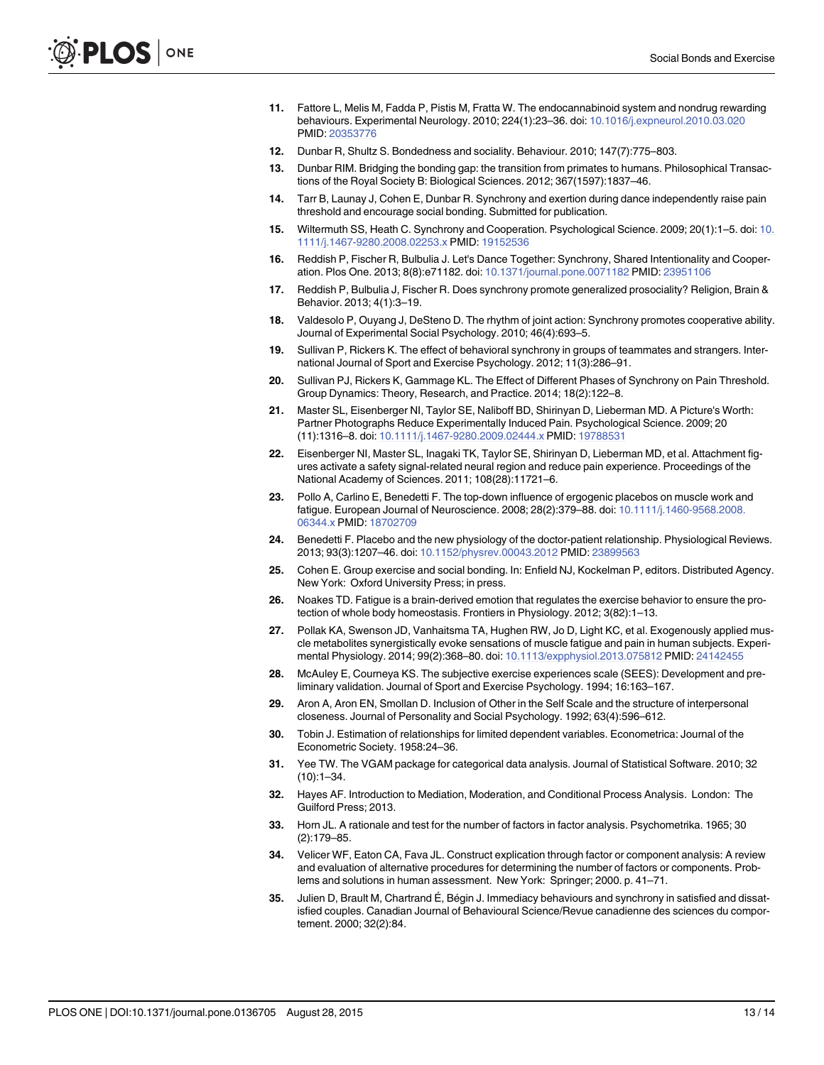11. Fattore L, Melis M, Fadda P, Pistis M, Fratta W. The endocannabinoid system and nondrug rewarding behaviours. Experimental Neurology. 2010; 224(1):23–36. doi: 10.1016/j.expneurol.2010.03.020 PMID: 20353776
12. Dunbar R, Shultz S. Bondedness and sociality. Behaviour. 2010; 147(7):775–803.
13. Dunbar RIM. Bridging the bonding gap: the transition from primates to humans. Philosophical Transactions of the Royal Society B: Biological Sciences. 2012; 367(1597):1837–46.
14. Tarr B, Launay J, Cohen E, Dunbar R. Synchrony and exertion during dance independently raise pain threshold and encourage social bonding. Submitted for publication.
15. Wiltermuth SS, Heath C. Synchrony and Cooperation. Psychological Science. 2009; 20(1):1–5. doi: 10.1111/j.1467-9280.2008.02253.x PMID: 19152536
16. Reddish P, Fischer R, Bulbulia J. Let's Dance Together: Synchrony, Shared Intentionality and Cooperation. Plos One. 2013; 8(8):e71182. doi: 10.1371/journal.pone.0071182 PMID: 23951106
17. Reddish P, Bulbulia J, Fischer R. Does synchrony promote generalized prosociality? Religion, Brain & Behavior. 2013; 4(1):3–19.
18. Valdesolo P, Ouyang J, DeSteno D. The rhythm of joint action: Synchrony promotes cooperative ability. Journal of Experimental Social Psychology. 2010; 46(4):693–5.
19. Sullivan P, Rickers K. The effect of behavioral synchrony in groups of teammates and strangers. International Journal of Sport and Exercise Psychology. 2012; 11(3):286–91.
20. Sullivan PJ, Rickers K, Gammage KL. The Effect of Different Phases of Synchrony on Pain Threshold. Group Dynamics: Theory, Research, and Practice. 2014; 18(2):122–8.
21. Master SL, Eisenberger NI, Taylor SE, Naliboff BD, Shirinyan D, Lieberman MD. A Picture's Worth: Partner Photographs Reduce Experimentally Induced Pain. Psychological Science. 2009; 20 (11):1316–8. doi: 10.1111/j.1467-9280.2009.02444.x PMID: 19788531
22. Eisenberger NI, Master SL, Inagaki TK, Taylor SE, Shirinyan D, Lieberman MD, et al. Attachment figures activate a safety signal-related neural region and reduce pain experience. Proceedings of the National Academy of Sciences. 2011; 108(28):11721–6.
23. Pollo A, Carlino E, Benedetti F. The top-down influence of ergogenic placebos on muscle work and fatigue. European Journal of Neuroscience. 2008; 28(2):379–88. doi: 10.1111/j.1460-9568.2008.06344.x PMID: 18702709
24. Benedetti F. Placebo and the new physiology of the doctor-patient relationship. Physiological Reviews. 2013; 93(3):1207–46. doi: 10.1152/physrev.00043.2012 PMID: 23899563
25. Cohen E. Group exercise and social bonding. In: Enfield NJ, Kockelman P, editors. Distributed Agency. New York: Oxford University Press; in press.
26. Noakes TD. Fatigue is a brain-derived emotion that regulates the exercise behavior to ensure the protection of whole body homeostasis. Frontiers in Physiology. 2012; 3(82):1–13.
27. Pollak KA, Swenson JD, Vanhaitsma TA, Hughen RW, Jo D, Light KC, et al. Exogenously applied muscle metabolites synergistically evoke sensations of muscle fatigue and pain in human subjects. Experimental Physiology. 2014; 99(2):368–80. doi: 10.1113/expphysiol.2013.075812 PMID: 24142455
28. McAuley E, Courneya KS. The subjective exercise experiences scale (SEES): Development and preliminary validation. Journal of Sport and Exercise Psychology. 1994; 16:163–167.
29. Aron A, Aron EN, Smollan D. Inclusion of Other in the Self Scale and the structure of interpersonal closeness. Journal of Personality and Social Psychology. 1992; 63(4):596–612.
30. Tobin J. Estimation of relationships for limited dependent variables. Econometrica: Journal of the Econometric Society. 1958:24–36.
31. Yee TW. The VGAM package for categorical data analysis. Journal of Statistical Software. 2010; 32 (10):1–34.
32. Hayes AF. Introduction to Mediation, Moderation, and Conditional Process Analysis. London: The Guilford Press; 2013.
33. Horn JL. A rationale and test for the number of factors in factor analysis. Psychometrika. 1965; 30 (2):179–85.
34. Velicer WF, Eaton CA, Fava JL. Construct explication through factor or component analysis: A review and evaluation of alternative procedures for determining the number of factors or components. Problems and solutions in human assessment. New York: Springer; 2000. p. 41–71.
35. Julien D, Brault M, Chartrand É, Bégin J. Immediacy behaviours and synchrony in satisfied and dissatisfied couples. Canadian Journal of Behavioural Science/Revue canadienne des sciences du comportement. 2000; 32(2):84.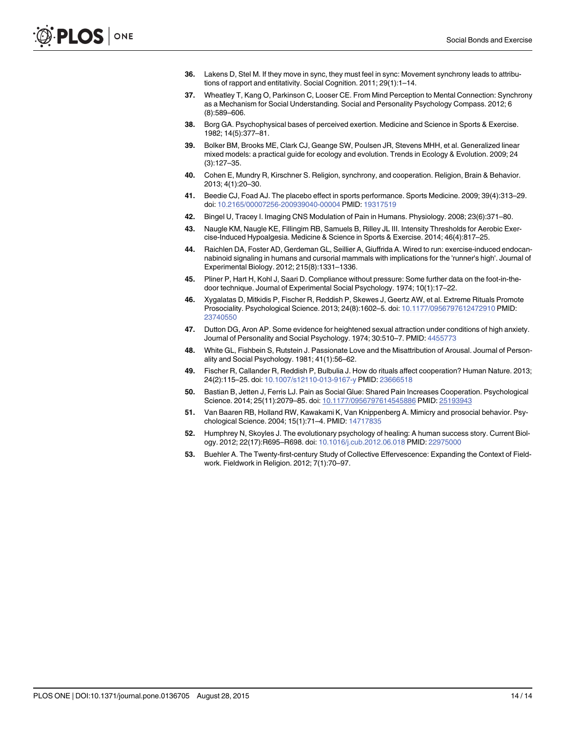36. Lakens D, Stel M. If they move in sync, they must feel in sync: Movement synchrony leads to attributions of rapport and entitativity. Social Cognition. 2011; 29(1):1–14.
37. Wheatley T, Kang O, Parkinson C, Looser CE. From Mind Perception to Mental Connection: Synchrony as a Mechanism for Social Understanding. Social and Personality Psychology Compass. 2012; 6 (8):589–606.
38. Borg GA. Psychophysical bases of perceived exertion. Medicine and Science in Sports & Exercise. 1982; 14(5):377–81.
39. Bolker BM, Brooks ME, Clark CJ, Geange SW, Poulsen JR, Stevens MHH, et al. Generalized linear mixed models: a practical guide for ecology and evolution. Trends in Ecology & Evolution. 2009; 24 (3):127–35.
40. Cohen E, Mundry R, Kirschner S. Religion, synchrony, and cooperation. Religion, Brain & Behavior. 2013; 4(1):20–30.
41. Beedie CJ, Foad AJ. The placebo effect in sports performance. Sports Medicine. 2009; 39(4):313–29. doi: 10.2165/00007256-200939040-00004 PMID: 19317519
42. Bingel U, Tracey I. Imaging CNS Modulation of Pain in Humans. Physiology. 2008; 23(6):371–80.
43. Naugle KM, Naugle KE, Fillingim RB, Samuels B, Rilley JL III. Intensity Thresholds for Aerobic Exercise-Induced Hypoalgesia. Medicine & Science in Sports & Exercise. 2014; 46(4):817–25.
44. Raichlen DA, Foster AD, Gerdeman GL, Seillier A, Giuffrida A. Wired to run: exercise-induced endocannabinoid signaling in humans and cursorial mammals with implications for the 'runner's high'. Journal of Experimental Biology. 2012; 215(8):1331–1336.
45. Pliner P, Hart H, Kohl J, Saari D. Compliance without pressure: Some further data on the foot-in-the-door technique. Journal of Experimental Social Psychology. 1974; 10(1):17–22.
46. Xygalatas D, Mitkidis P, Fischer R, Reddish P, Skewes J, Geertz AW, et al. Extreme Rituals Promote Prosociality. Psychological Science. 2013; 24(8):1602–5. doi: 10.1177/0956797612472910 PMID: 23740550
47. Dutton DG, Aron AP. Some evidence for heightened sexual attraction under conditions of high anxiety. Journal of Personality and Social Psychology. 1974; 30:510–7. PMID: 4455773
48. White GL, Fishbein S, Rutstein J. Passionate Love and the Misattribution of Arousal. Journal of Personality and Social Psychology. 1981; 41(1):56–62.
49. Fischer R, Callander R, Reddish P, Bulbulia J. How do rituals affect cooperation? Human Nature. 2013; 24(2):115–25. doi: 10.1007/s12110-013-9167-y PMID: 23666518
50. Bastian B, Jetten J, Ferris LJ. Pain as Social Glue: Shared Pain Increases Cooperation. Psychological Science. 2014; 25(11):2079–85. doi: 10.1177/0956797614545886 PMID: 25193943
51. Van Baaren RB, Holland RW, Kawakami K, Van Knippenberg A. Mimicry and prosocial behavior. Psychological Science. 2004; 15(1):71–4. PMID: 14717835
52. Humphrey N, Skoyles J. The evolutionary psychology of healing: A human success story. Current Biology. 2012; 22(17):R695–R698. doi: 10.1016/j.cub.2012.06.018 PMID: 22975000
53. Buehler A. The Twenty-first-century Study of Collective Effervescence: Expanding the Context of Fieldwork. Fieldwork in Religion. 2012; 7(1):70–97.